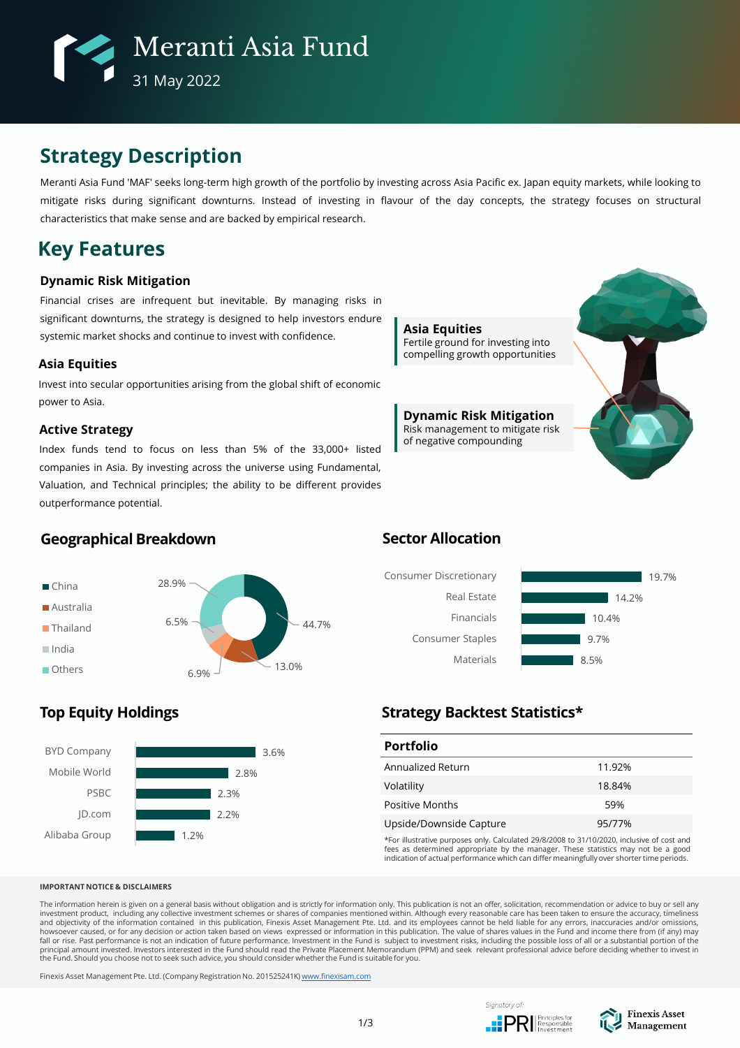# Meranti Asia Fund

31 May 2022

## Strategy Description

Meranti Asia Fund 'MAF' seeks long-term high growth of the portfolio by investing across Asia Pacific ex. Japan equity markets, while looking to mitigate risks during significant downturns. Instead of investing in flavour of the day concepts, the strategy focuses on structural characteristics that make sense and are backed by empirical research.

## Key Features

### Dynamic Risk Mitigation

Financial crises are infrequent but inevitable. By managing risks in significant downturns, the strategy is designed to help investors endure systemic market shocks and continue to invest with confidence.

### Asia Equities

Invest into secular opportunities arising from the global shift of economic power to Asia.

### Active Strategy

Index funds tend to focus on less than 5% of the 33,000+ listed companies in Asia. By investing across the universe using Fundamental, Valuation, and Technical principles; the ability to be different provides outperformance potential.

**Asia Equities**
Fertile ground for investing into compelling growth opportunities

**Dynamic Risk Mitigation**
Risk management to mitigate risk of negative compounding

## Geographical Breakdown

| Region | Weight |
|---|---|
| China | 44.7% |
| Australia | 13.0% |
| Thailand | 6.9% |
| India | 6.5% |
| Others | 28.9% |

## Sector Allocation

| Sector | Weight |
|---|---|
| Consumer Discretionary | 19.7% |
| Real Estate | 14.2% |
| Financials | 10.4% |
| Consumer Staples | 9.7% |
| Materials | 8.5% |

## Top Equity Holdings

| Holding | Weight |
|---|---|
| BYD Company | 3.6% |
| Mobile World | 2.8% |
| PSBC | 2.3% |
| JD.com | 2.2% |
| Alibaba Group | 1.2% |

## Strategy Backtest Statistics*

| Portfolio | |
|---|---|
| Annualized Return | 11.92% |
| Volatility | 18.84% |
| Positive Months | 59% |
| Upside/Downside Capture | 95/77% |

*For illustrative purposes only. Calculated 29/8/2008 to 31/10/2020, inclusive of cost and fees as determined appropriate by the manager. These statistics may not be a good indication of actual performance which can differ meaningfully over shorter time periods.

**IMPORTANT NOTICE & DISCLAIMERS**

The information herein is given on a general basis without obligation and is strictly for information only. This publication is not an offer, solicitation, recommendation or advice to buy or sell any investment product, including any collective investment schemes or shares of companies mentioned within. Although every reasonable care has been taken to ensure the accuracy, timeliness and objectivity of the information contained in this publication, Finexis Asset Management Pte. Ltd. and its employees cannot be held liable for any errors, inaccuracies and/or omissions, howsoever caused, or for any decision or action taken based on views expressed or information in this publication. The value of shares values in the Fund and income there from (if any) may fall or rise. Past performance is not an indication of future performance. Investment in the Fund is subject to investment risks, including the possible loss of all or a substantial portion of the principal amount invested. Investors interested in the Fund should read the Private Placement Memorandum (PPM) and seek relevant professional advice before deciding whether to invest in the Fund. Should you choose not to seek such advice, you should consider whether the Fund is suitable for you.

Finexis Asset Management Pte. Ltd. (Company Registration No. 201525241K) www.finexisam.com

Signatory of: PRI Principles for Responsible Investment

Finexis Asset Management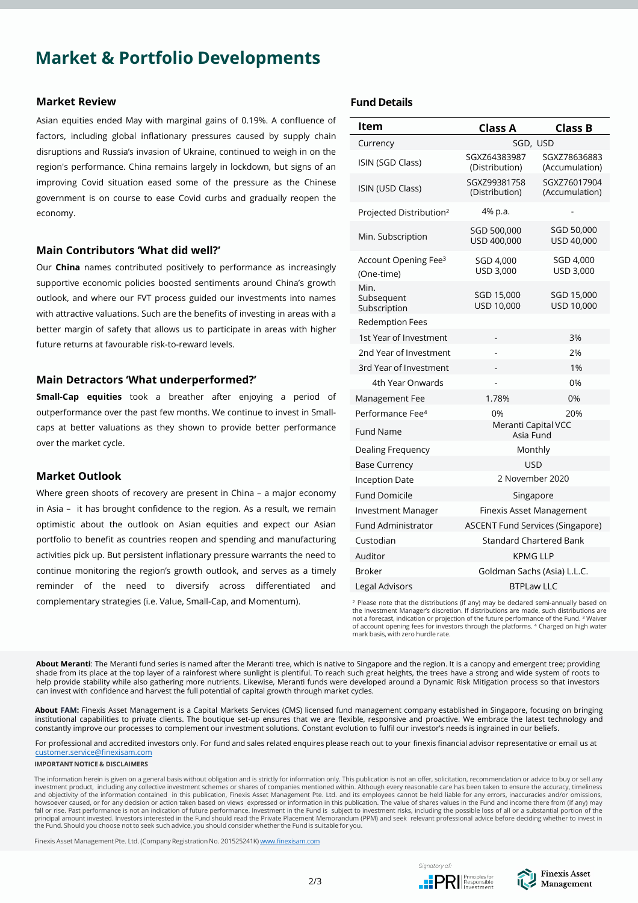# Market & Portfolio Developments

## Market Review

Asian equities ended May with marginal gains of 0.19%. A confluence of factors, including global inflationary pressures caused by supply chain disruptions and Russia's invasion of Ukraine, continued to weigh in on the region's performance. China remains largely in lockdown, but signs of an improving Covid situation eased some of the pressure as the Chinese government is on course to ease Covid curbs and gradually reopen the economy.

## Main Contributors 'What did well?'

Our **China** names contributed positively to performance as increasingly supportive economic policies boosted sentiments around China's growth outlook, and where our FVT process guided our investments into names with attractive valuations. Such are the benefits of investing in areas with a better margin of safety that allows us to participate in areas with higher future returns at favourable risk-to-reward levels.

## Main Detractors 'What underperformed?'

**Small-Cap equities** took a breather after enjoying a period of outperformance over the past few months. We continue to invest in Small-caps at better valuations as they shown to provide better performance over the market cycle.

## Market Outlook

Where green shoots of recovery are present in China – a major economy in Asia – it has brought confidence to the region. As a result, we remain optimistic about the outlook on Asian equities and expect our Asian portfolio to benefit as countries reopen and spending and manufacturing activities pick up. But persistent inflationary pressure warrants the need to continue monitoring the region's growth outlook, and serves as a timely reminder of the need to diversify across differentiated and complementary strategies (i.e. Value, Small-Cap, and Momentum).

## Fund Details

| Item | Class A | Class B |
|---|---|---|
| Currency | SGD, USD | |
| ISIN (SGD Class) | SGXZ64383987 (Distribution) | SGXZ78636883 (Accumulation) |
| ISIN (USD Class) | SGXZ99381758 (Distribution) | SGXZ76017904 (Accumulation) |
| Projected Distribution[2] | 4% p.a. | - |
| Min. Subscription | SGD 500,000 USD 400,000 | SGD 50,000 USD 40,000 |
| Account Opening Fee[3] (One-time) | SGD 4,000 USD 3,000 | SGD 4,000 USD 3,000 |
| Min. Subsequent Subscription | SGD 15,000 USD 10,000 | SGD 15,000 USD 10,000 |
| Redemption Fees | | |
| 1st Year of Investment | - | 3% |
| 2nd Year of Investment | - | 2% |
| 3rd Year of Investment | - | 1% |
| 4th Year Onwards | - | 0% |
| Management Fee | 1.78% | 0% |
| Performance Fee[4] | 0% | 20% |
| Fund Name | Meranti Capital VCC Asia Fund | |
| Dealing Frequency | Monthly | |
| Base Currency | USD | |
| Inception Date | 2 November 2020 | |
| Fund Domicile | Singapore | |
| Investment Manager | Finexis Asset Management | |
| Fund Administrator | ASCENT Fund Services (Singapore) | |
| Custodian | Standard Chartered Bank | |
| Auditor | KPMG LLP | |
| Broker | Goldman Sachs (Asia) L.L.C. | |
| Legal Advisors | BTPLaw LLC | |

[2] Please note that the distributions (if any) may be declared semi-annually based on the Investment Manager's discretion. If distributions are made, such distributions are not a forecast, indication or projection of the future performance of the Fund. [3] Waiver of account opening fees for investors through the platforms. [4] Charged on high water mark basis, with zero hurdle rate.

**About Meranti**: The Meranti fund series is named after the Meranti tree, which is native to Singapore and the region. It is a canopy and emergent tree; providing shade from its place at the top layer of a rainforest where sunlight is plentiful. To reach such great heights, the trees have a strong and wide system of roots to help provide stability while also gathering more nutrients. Likewise, Meranti funds were developed around a Dynamic Risk Mitigation process so that investors can invest with confidence and harvest the full potential of capital growth through market cycles.

**About FAM:** Finexis Asset Management is a Capital Markets Services (CMS) licensed fund management company established in Singapore, focusing on bringing institutional capabilities to private clients. The boutique set-up ensures that we are flexible, responsive and proactive. We embrace the latest technology and constantly improve our processes to complement our investment solutions. Constant evolution to fulfil our investor's needs is ingrained in our beliefs.

For professional and accredited investors only. For fund and sales related enquires please reach out to your finexis financial advisor representative or email us at customer.service@finexisam.com

**IMPORTANT NOTICE & DISCLAIMERS**

The information herein is given on a general basis without obligation and is strictly for information only. This publication is not an offer, solicitation, recommendation or advice to buy or sell any investment product, including any collective investment schemes or shares of companies mentioned within. Although every reasonable care has been taken to ensure the accuracy, timeliness and objectivity of the information contained in this publication, Finexis Asset Management Pte. Ltd. and its employees cannot be held liable for any errors, inaccuracies and/or omissions, howsoever caused, or for any decision or action taken based on views expressed or information in this publication. The value of shares values in the Fund and income there from (if any) may fall or rise. Past performance is not an indication of future performance. Investment in the Fund is subject to investment risks, including the possible loss of all or a substantial portion of the principal amount invested. Investors interested in the Fund should read the Private Placement Memorandum (PPM) and seek relevant professional advice before deciding whether to invest in the Fund. Should you choose not to seek such advice, you should consider whether the Fund is suitable for you.

Finexis Asset Management Pte. Ltd. (Company Registration No. 201525241K) www.finexisam.com

Signatory of: PRI Principles for Responsible Investment

Finexis Asset Management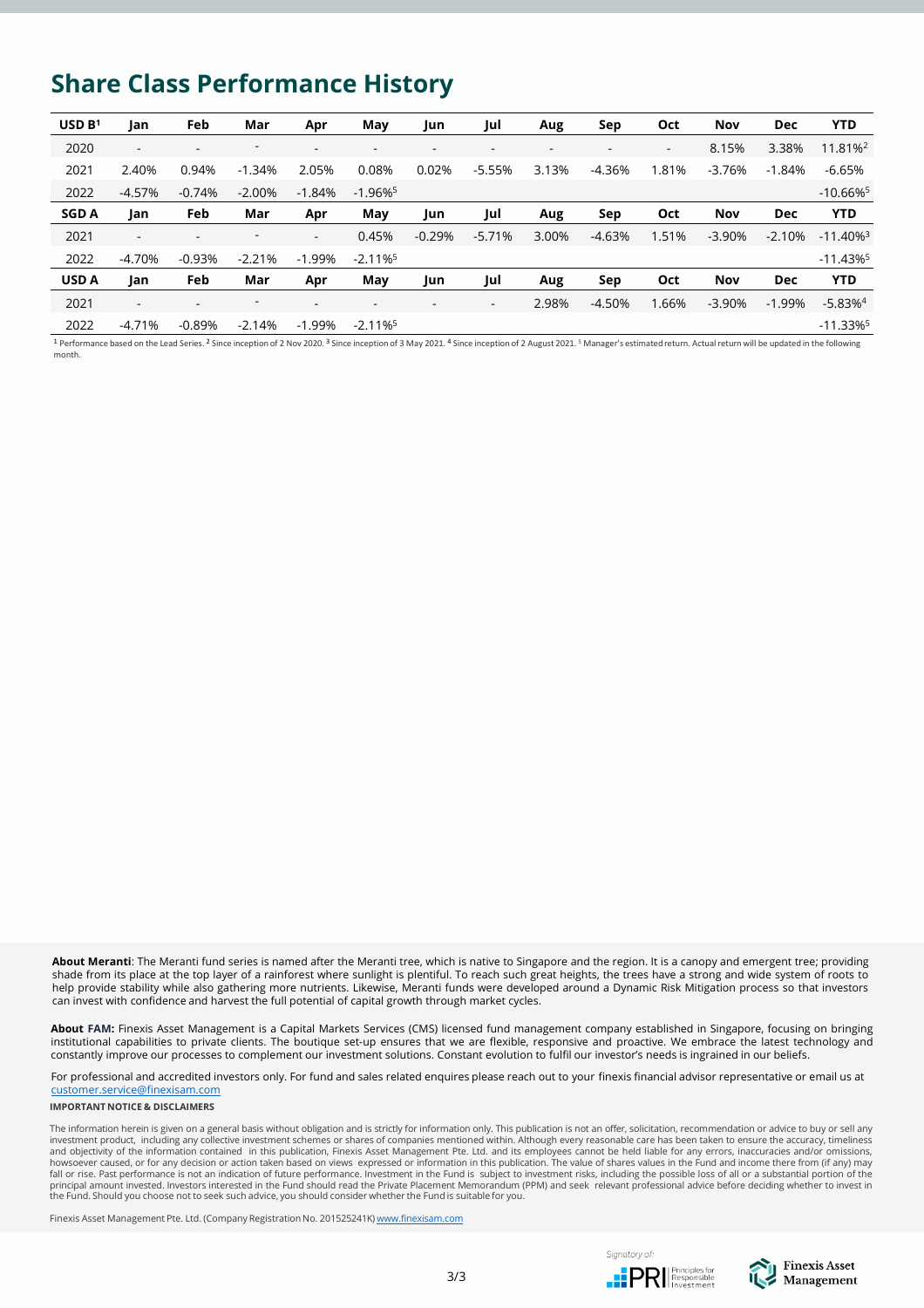## Share Class Performance History

| USD B[1] | Jan | Feb | Mar | Apr | May | Jun | Jul | Aug | Sep | Oct | Nov | Dec | YTD |
|---|---|---|---|---|---|---|---|---|---|---|---|---|---|
| 2020 | - | - | - | - | - | - | - | - | - | - | 8.15% | 3.38% | 11.81%[2] |
| 2021 | 2.40% | 0.94% | -1.34% | 2.05% | 0.08% | 0.02% | -5.55% | 3.13% | -4.36% | 1.81% | -3.76% | -1.84% | -6.65% |
| 2022 | -4.57% | -0.74% | -2.00% | -1.84% | -1.96%[5] | | | | | | | | -10.66%[5] |
| **SGD A** | **Jan** | **Feb** | **Mar** | **Apr** | **May** | **Jun** | **Jul** | **Aug** | **Sep** | **Oct** | **Nov** | **Dec** | **YTD** |
| 2021 | - | - | - | - | 0.45% | -0.29% | -5.71% | 3.00% | -4.63% | 1.51% | -3.90% | -2.10% | -11.40%[3] |
| 2022 | -4.70% | -0.93% | -2.21% | -1.99% | -2.11%[5] | | | | | | | | -11.43%[5] |
| **USD A** | **Jan** | **Feb** | **Mar** | **Apr** | **May** | **Jun** | **Jul** | **Aug** | **Sep** | **Oct** | **Nov** | **Dec** | **YTD** |
| 2021 | - | - | - | - | - | - | - | 2.98% | -4.50% | 1.66% | -3.90% | -1.99% | -5.83%[4] |
| 2022 | -4.71% | -0.89% | -2.14% | -1.99% | -2.11%[5] | | | | | | | | -11.33%[5] |

[1] Performance based on the Lead Series. [2] Since inception of 2 Nov 2020. [3] Since inception of 3 May 2021. [4] Since inception of 2 August 2021. [5] Manager's estimated return. Actual return will be updated in the following month.

**About Meranti**: The Meranti fund series is named after the Meranti tree, which is native to Singapore and the region. It is a canopy and emergent tree; providing shade from its place at the top layer of a rainforest where sunlight is plentiful. To reach such great heights, the trees have a strong and wide system of roots to help provide stability while also gathering more nutrients. Likewise, Meranti funds were developed around a Dynamic Risk Mitigation process so that investors can invest with confidence and harvest the full potential of capital growth through market cycles.

**About FAM:** Finexis Asset Management is a Capital Markets Services (CMS) licensed fund management company established in Singapore, focusing on bringing institutional capabilities to private clients. The boutique set-up ensures that we are flexible, responsive and proactive. We embrace the latest technology and constantly improve our processes to complement our investment solutions. Constant evolution to fulfil our investor's needs is ingrained in our beliefs.

For professional and accredited investors only. For fund and sales related enquires please reach out to your finexis financial advisor representative or email us at customer.service@finexisam.com

**IMPORTANT NOTICE & DISCLAIMERS**

The information herein is given on a general basis without obligation and is strictly for information only. This publication is not an offer, solicitation, recommendation or advice to buy or sell any investment product, including any collective investment schemes or shares of companies mentioned within. Although every reasonable care has been taken to ensure the accuracy, timeliness and objectivity of the information contained in this publication, Finexis Asset Management Pte. Ltd. and its employees cannot be held liable for any errors, inaccuracies and/or omissions, howsoever caused, or for any decision or action taken based on views expressed or information in this publication. The value of shares values in the Fund and income there from (if any) may fall or rise. Past performance is not an indication of future performance. Investment in the Fund is subject to investment risks, including the possible loss of all or a substantial portion of the principal amount invested. Investors interested in the Fund should read the Private Placement Memorandum (PPM) and seek relevant professional advice before deciding whether to invest in the Fund. Should you choose not to seek such advice, you should consider whether the Fund is suitable for you.

Finexis Asset Management Pte. Ltd. (Company Registration No. 201525241K) www.finexisam.com

Signatory of: PRI Principles for Responsible Investment

Finexis Asset Management